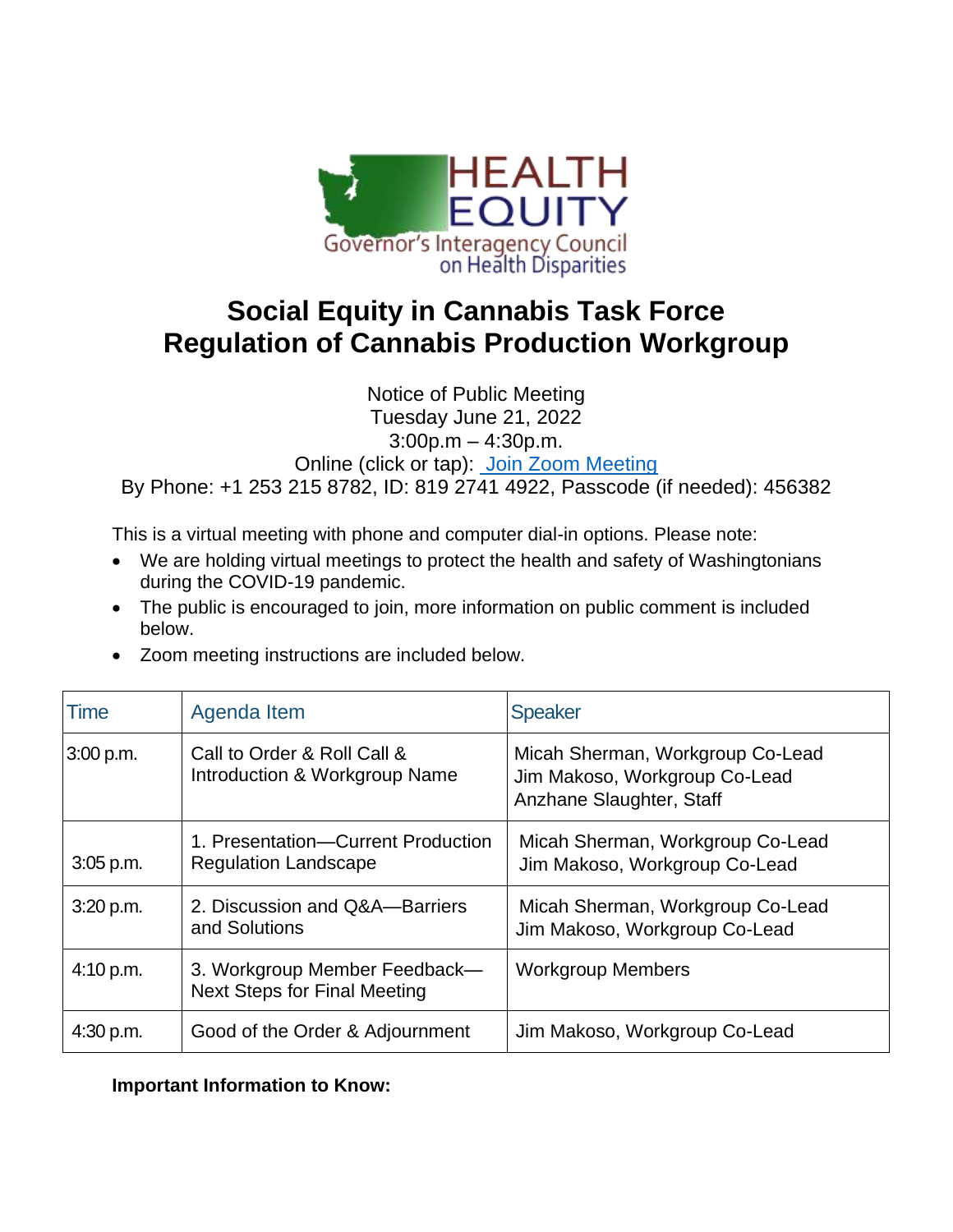HEALTH EQUITY
Governor's Interagency Council on Health Disparities

# Social Equity in Cannabis Task Force
# Regulation of Cannabis Production Workgroup

Notice of Public Meeting
Tuesday June 21, 2022
3:00p.m – 4:30p.m.
Online (click or tap): [Join Zoom Meeting]
By Phone: +1 253 215 8782, ID: 819 2741 4922, Passcode (if needed): 456382

This is a virtual meeting with phone and computer dial-in options. Please note:

- We are holding virtual meetings to protect the health and safety of Washingtonians during the COVID-19 pandemic.
- The public is encouraged to join, more information on public comment is included below.
- Zoom meeting instructions are included below.

| Time | Agenda Item | Speaker |
|---|---|---|
| 3:00 p.m. | Call to Order & Roll Call & Introduction & Workgroup Name | Micah Sherman, Workgroup Co-Lead<br>Jim Makoso, Workgroup Co-Lead<br>Anzhane Slaughter, Staff |
| 3:05 p.m. | 1. Presentation—Current Production Regulation Landscape | Micah Sherman, Workgroup Co-Lead<br>Jim Makoso, Workgroup Co-Lead |
| 3:20 p.m. | 2. Discussion and Q&A—Barriers and Solutions | Micah Sherman, Workgroup Co-Lead<br>Jim Makoso, Workgroup Co-Lead |
| 4:10 p.m. | 3. Workgroup Member Feedback—Next Steps for Final Meeting | Workgroup Members |
| 4:30 p.m. | Good of the Order & Adjournment | Jim Makoso, Workgroup Co-Lead |

**Important Information to Know:**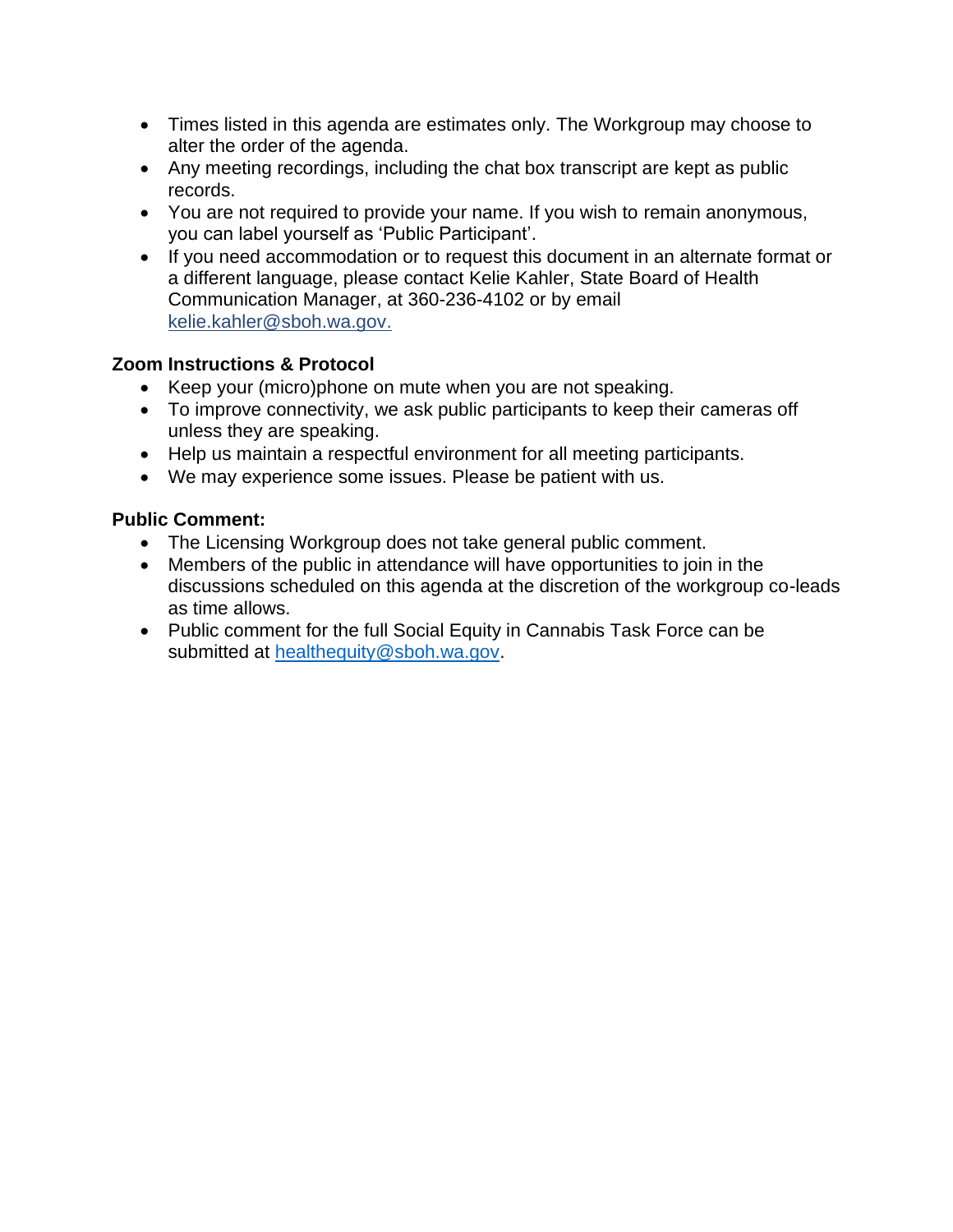- Times listed in this agenda are estimates only. The Workgroup may choose to alter the order of the agenda.
- Any meeting recordings, including the chat box transcript are kept as public records.
- You are not required to provide your name. If you wish to remain anonymous, you can label yourself as 'Public Participant'.
- If you need accommodation or to request this document in an alternate format or a different language, please contact Kelie Kahler, State Board of Health Communication Manager, at 360-236-4102 or by email [kelie.kahler@sboh.wa.gov.](mailto:kelie.kahler@sboh.wa.gov)

**Zoom Instructions & Protocol**

- Keep your (micro)phone on mute when you are not speaking.
- To improve connectivity, we ask public participants to keep their cameras off unless they are speaking.
- Help us maintain a respectful environment for all meeting participants.
- We may experience some issues. Please be patient with us.

**Public Comment:**

- The Licensing Workgroup does not take general public comment.
- Members of the public in attendance will have opportunities to join in the discussions scheduled on this agenda at the discretion of the workgroup co-leads as time allows.
- Public comment for the full Social Equity in Cannabis Task Force can be submitted at [healthequity@sboh.wa.gov](mailto:healthequity@sboh.wa.gov).